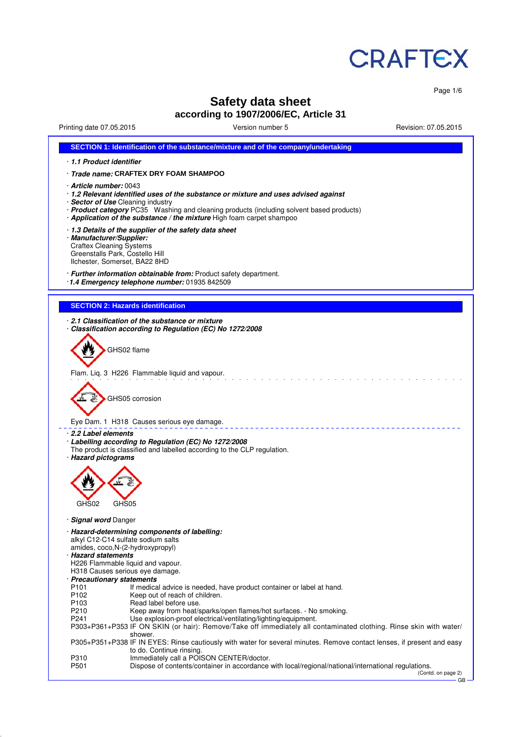# Safety data sheet

## according to 1907/2006/EC, Article 31

Printing date 07.05.2015 Version number 5 Revision: 07.05.2015

## SECTION 1: Identification of the substance/mixture and of the company/undertaking

· ***1.1 Product identifier***

· ***Trade name:*** **CRAFTEX DRY FOAM SHAMPOO**

· ***Article number:*** 0043
· ***1.2 Relevant identified uses of the substance or mixture and uses advised against***
· ***Sector of Use*** Cleaning industry
· ***Product category*** PC35 Washing and cleaning products (including solvent based products)
· ***Application of the substance / the mixture*** High foam carpet shampoo

· ***1.3 Details of the supplier of the safety data sheet***
· ***Manufacturer/Supplier:***
Craftex Cleaning Systems
Greenstalls Park, Costello Hill
Ilchester, Somerset, BA22 8HD

· ***Further information obtainable from:*** Product safety department.
· ***1.4 Emergency telephone number:*** 01935 842509

## SECTION 2: Hazards identification

· ***2.1 Classification of the substance or mixture***
· ***Classification according to Regulation (EC) No 1272/2008***

GHS02 flame

Flam. Liq. 3 H226 Flammable liquid and vapour.

GHS05 corrosion

Eye Dam. 1 H318 Causes serious eye damage.

· ***2.2 Label elements***
· ***Labelling according to Regulation (EC) No 1272/2008***
The product is classified and labelled according to the CLP regulation.
· ***Hazard pictograms***

GHS02 GHS05

· ***Signal word*** Danger

· ***Hazard-determining components of labelling:***
alkyl C12-C14 sulfate sodium salts
amides, coco,N-(2-hydroxypropyl)
· ***Hazard statements***
H226 Flammable liquid and vapour.
H318 Causes serious eye damage.
· ***Precautionary statements***

| | |
|---|---|
| P101 | If medical advice is needed, have product container or label at hand. |
| P102 | Keep out of reach of children. |
| P103 | Read label before use. |
| P210 | Keep away from heat/sparks/open flames/hot surfaces. - No smoking. |
| P241 | Use explosion-proof electrical/ventilating/lighting/equipment. |
| P303+P361+P353 | IF ON SKIN (or hair): Remove/Take off immediately all contaminated clothing. Rinse skin with water/shower. |
| P305+P351+P338 | IF IN EYES: Rinse cautiously with water for several minutes. Remove contact lenses, if present and easy to do. Continue rinsing. |
| P310 | Immediately call a POISON CENTER/doctor. |
| P501 | Dispose of contents/container in accordance with local/regional/national/international regulations. |

(Contd. on page 2)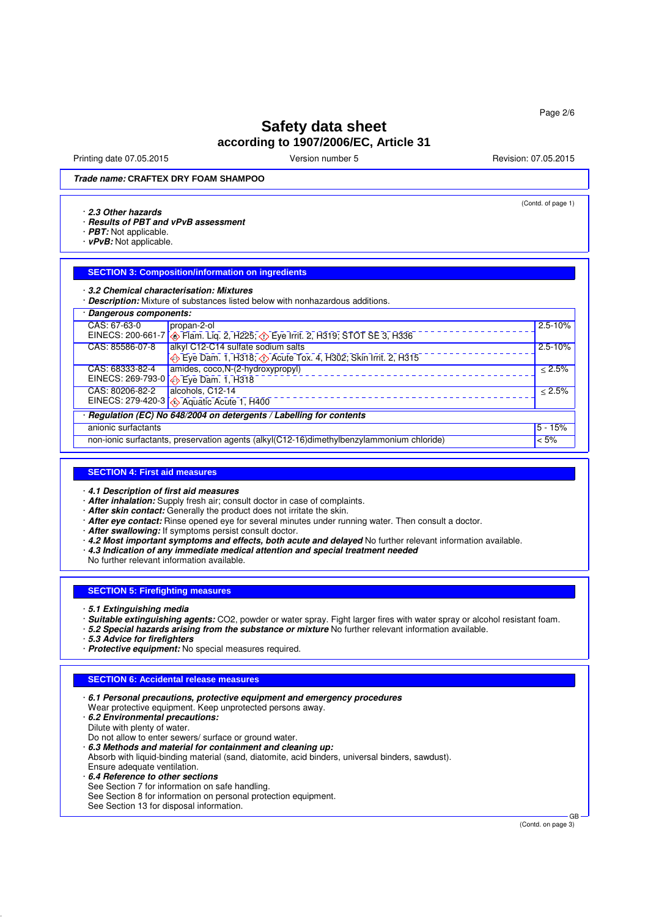# Safety data sheet

## according to 1907/2006/EC, Article 31

Printing date 07.05.2015 | Version number 5 | Revision: 07.05.2015

***Trade name:*** **CRAFTEX DRY FOAM SHAMPOO**

(Contd. of page 1)

· ***2.3 Other hazards***
· ***Results of PBT and vPvB assessment***
· ***PBT:*** Not applicable.
· ***vPvB:*** Not applicable.

## SECTION 3: Composition/information on ingredients

· ***3.2 Chemical characterisation: Mixtures***
· ***Description:*** Mixture of substances listed below with nonhazardous additions.

| · ***Dangerous components:*** | | |
|---|---|---|
| CAS: 67-63-0<br>EINECS: 200-661-7 | propan-2-ol<br>Flam. Liq. 2, H225; Eye Irrit. 2, H319; STOT SE 3, H336 | 2.5-10% |
| CAS: 85586-07-8 | alkyl C12-C14 sulfate sodium salts<br>Eye Dam. 1, H318; Acute Tox. 4, H302; Skin Irrit. 2, H315 | 2.5-10% |
| CAS: 68333-82-4<br>EINECS: 269-793-0 | amides, coco,N-(2-hydroxypropyl)<br>Eye Dam. 1, H318 | ≤ 2.5% |
| CAS: 80206-82-2<br>EINECS: 279-420-3 | alcohols, C12-14<br>Aquatic Acute 1, H400 | ≤ 2.5% |

| · ***Regulation (EC) No 648/2004 on detergents / Labelling for contents*** | |
|---|---|
| anionic surfactants | 5 - 15% |
| non-ionic surfactants, preservation agents (alkyl(C12-16)dimethylbenzylammonium chloride) | < 5% |

## SECTION 4: First aid measures

· ***4.1 Description of first aid measures***
· ***After inhalation:*** Supply fresh air; consult doctor in case of complaints.
· ***After skin contact:*** Generally the product does not irritate the skin.
· ***After eye contact:*** Rinse opened eye for several minutes under running water. Then consult a doctor.
· ***After swallowing:*** If symptoms persist consult doctor.
· ***4.2 Most important symptoms and effects, both acute and delayed*** No further relevant information available.
· ***4.3 Indication of any immediate medical attention and special treatment needed***
No further relevant information available.

## SECTION 5: Firefighting measures

· ***5.1 Extinguishing media***
· ***Suitable extinguishing agents:*** CO2, powder or water spray. Fight larger fires with water spray or alcohol resistant foam.
· ***5.2 Special hazards arising from the substance or mixture*** No further relevant information available.
· ***5.3 Advice for firefighters***
· ***Protective equipment:*** No special measures required.

## SECTION 6: Accidental release measures

· ***6.1 Personal precautions, protective equipment and emergency procedures***
Wear protective equipment. Keep unprotected persons away.
· ***6.2 Environmental precautions:***
Dilute with plenty of water.
Do not allow to enter sewers/ surface or ground water.
· ***6.3 Methods and material for containment and cleaning up:***
Absorb with liquid-binding material (sand, diatomite, acid binders, universal binders, sawdust).
Ensure adequate ventilation.
· ***6.4 Reference to other sections***
See Section 7 for information on safe handling.
See Section 8 for information on personal protection equipment.
See Section 13 for disposal information.

(Contd. on page 3)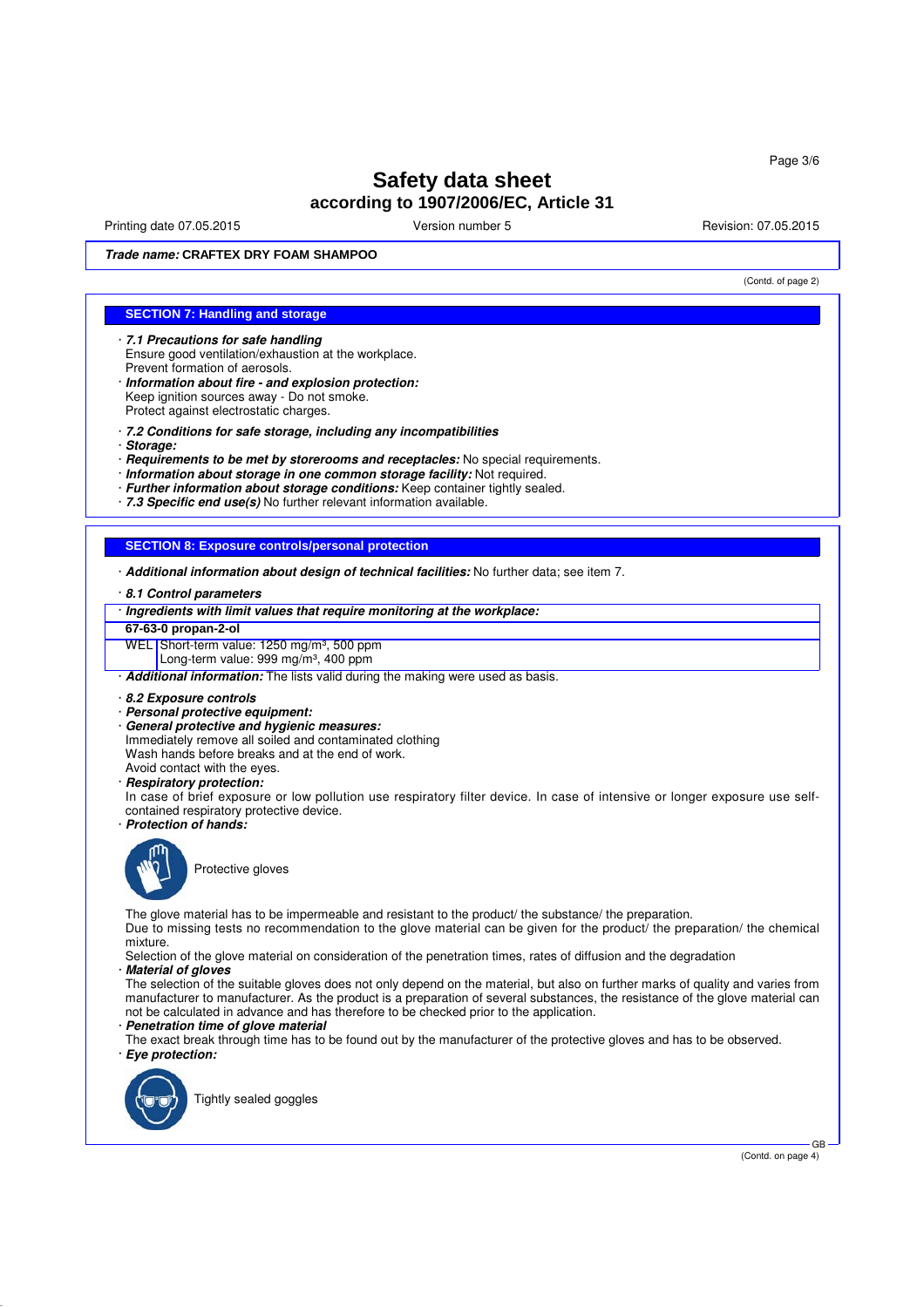# Safety data sheet
## according to 1907/2006/EC, Article 31

Printing date 07.05.2015 Version number 5 Revision: 07.05.2015

***Trade name:*** **CRAFTEX DRY FOAM SHAMPOO**

(Contd. of page 2)

## SECTION 7: Handling and storage

· ***7.1 Precautions for safe handling***
Ensure good ventilation/exhaustion at the workplace.
Prevent formation of aerosols.
· ***Information about fire - and explosion protection:***
Keep ignition sources away - Do not smoke.
Protect against electrostatic charges.

· ***7.2 Conditions for safe storage, including any incompatibilities***
· ***Storage:***
· ***Requirements to be met by storerooms and receptacles:*** No special requirements.
· ***Information about storage in one common storage facility:*** Not required.
· ***Further information about storage conditions:*** Keep container tightly sealed.
· ***7.3 Specific end use(s)*** No further relevant information available.

## SECTION 8: Exposure controls/personal protection

· ***Additional information about design of technical facilities:*** No further data; see item 7.

· ***8.1 Control parameters***

| · ***Ingredients with limit values that require monitoring at the workplace:*** | |
|---|---|
| **67-63-0 propan-2-ol** | |
| WEL | Short-term value: 1250 mg/m³, 500 ppm<br>Long-term value: 999 mg/m³, 400 ppm |

· ***Additional information:*** The lists valid during the making were used as basis.

· ***8.2 Exposure controls***
· ***Personal protective equipment:***
· ***General protective and hygienic measures:***
Immediately remove all soiled and contaminated clothing
Wash hands before breaks and at the end of work.
Avoid contact with the eyes.
· ***Respiratory protection:***
In case of brief exposure or low pollution use respiratory filter device. In case of intensive or longer exposure use self-contained respiratory protective device.
· ***Protection of hands:***

Protective gloves

The glove material has to be impermeable and resistant to the product/ the substance/ the preparation.
Due to missing tests no recommendation to the glove material can be given for the product/ the preparation/ the chemical mixture.
Selection of the glove material on consideration of the penetration times, rates of diffusion and the degradation
· ***Material of gloves***
The selection of the suitable gloves does not only depend on the material, but also on further marks of quality and varies from manufacturer to manufacturer. As the product is a preparation of several substances, the resistance of the glove material can not be calculated in advance and has therefore to be checked prior to the application.
· ***Penetration time of glove material***
The exact break through time has to be found out by the manufacturer of the protective gloves and has to be observed.
· ***Eye protection:***

Tightly sealed goggles

(Contd. on page 4)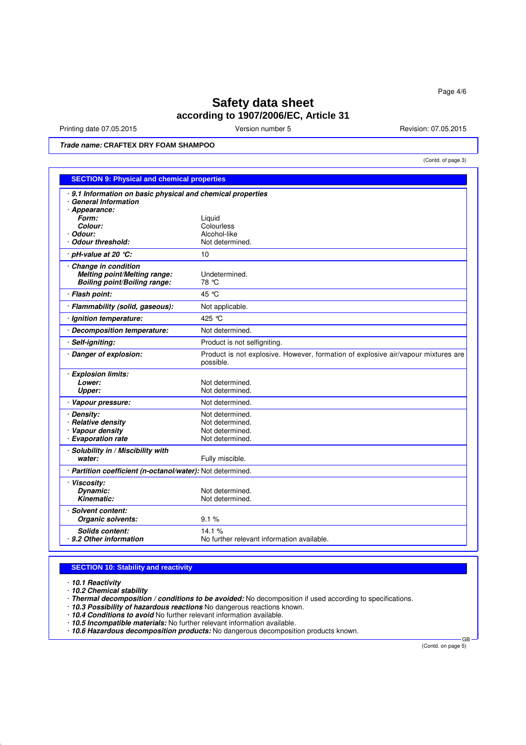# Safety data sheet

## according to 1907/2006/EC, Article 31

Printing date 07.05.2015 Version number 5 Revision: 07.05.2015

***Trade name:*** **CRAFTEX DRY FOAM SHAMPOO**

(Contd. of page 3)

## SECTION 9: Physical and chemical properties

| | |
|---|---|
| · ***9.1 Information on basic physical and chemical properties*** | |
| · ***General Information*** | |
| · ***Appearance:*** | |
| ***Form:*** | Liquid |
| ***Colour:*** | Colourless |
| · ***Odour:*** | Alcohol-like |
| · ***Odour threshold:*** | Not determined. |
| · ***pH-value at 20 °C:*** | 10 |
| · ***Change in condition*** | |
| ***Melting point/Melting range:*** | Undetermined. |
| ***Boiling point/Boiling range:*** | 78 °C |
| · ***Flash point:*** | 45 °C |
| · ***Flammability (solid, gaseous):*** | Not applicable. |
| · ***Ignition temperature:*** | 425 °C |
| · ***Decomposition temperature:*** | Not determined. |
| · ***Self-igniting:*** | Product is not selfigniting. |
| · ***Danger of explosion:*** | Product is not explosive. However, formation of explosive air/vapour mixtures are possible. |
| · ***Explosion limits:*** | |
| ***Lower:*** | Not determined. |
| ***Upper:*** | Not determined. |
| · ***Vapour pressure:*** | Not determined. |
| · ***Density:*** | Not determined. |
| · ***Relative density*** | Not determined. |
| · ***Vapour density*** | Not determined. |
| · ***Evaporation rate*** | Not determined. |
| · ***Solubility in / Miscibility with water:*** | Fully miscible. |
| · ***Partition coefficient (n-octanol/water):*** | Not determined. |
| · ***Viscosity:*** | |
| ***Dynamic:*** | Not determined. |
| ***Kinematic:*** | Not determined. |
| · ***Solvent content:*** | |
| ***Organic solvents:*** | 9.1 % |
| ***Solids content:*** | 14.1 % |
| · ***9.2 Other information*** | No further relevant information available. |

## SECTION 10: Stability and reactivity

· ***10.1 Reactivity***
· ***10.2 Chemical stability***
· ***Thermal decomposition / conditions to be avoided:*** No decomposition if used according to specifications.
· ***10.3 Possibility of hazardous reactions*** No dangerous reactions known.
· ***10.4 Conditions to avoid*** No further relevant information available.
· ***10.5 Incompatible materials:*** No further relevant information available.
· ***10.6 Hazardous decomposition products:*** No dangerous decomposition products known.

(Contd. on page 5)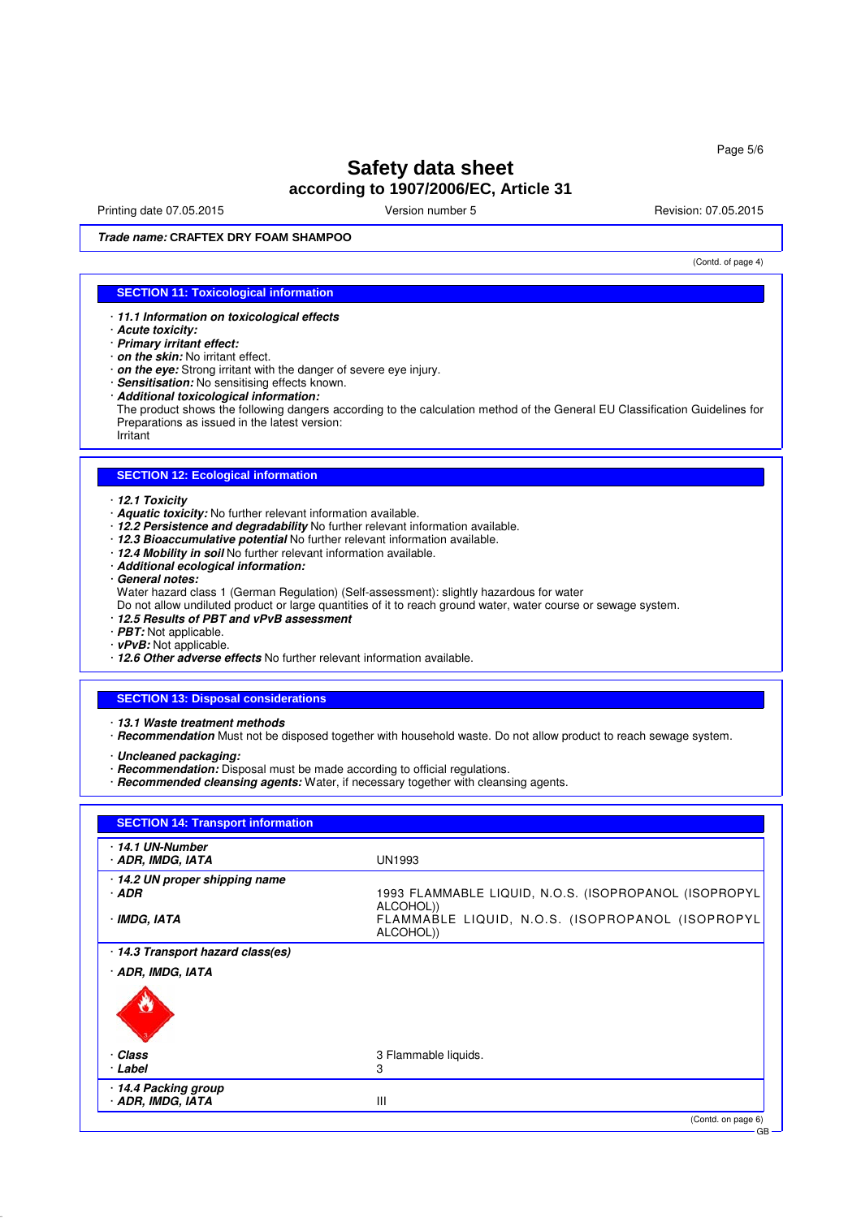# Safety data sheet
## according to 1907/2006/EC, Article 31

Printing date 07.05.2015 Version number 5 Revision: 07.05.2015

***Trade name:*** **CRAFTEX DRY FOAM SHAMPOO**

(Contd. of page 4)

## SECTION 11: Toxicological information

- ***11.1 Information on toxicological effects***
- ***Acute toxicity:***
- ***Primary irritant effect:***
- ***on the skin:*** No irritant effect.
- ***on the eye:*** Strong irritant with the danger of severe eye injury.
- ***Sensitisation:*** No sensitising effects known.
- ***Additional toxicological information:***
  The product shows the following dangers according to the calculation method of the General EU Classification Guidelines for Preparations as issued in the latest version:
  Irritant

## SECTION 12: Ecological information

- ***12.1 Toxicity***
- ***Aquatic toxicity:*** No further relevant information available.
- ***12.2 Persistence and degradability*** No further relevant information available.
- ***12.3 Bioaccumulative potential*** No further relevant information available.
- ***12.4 Mobility in soil*** No further relevant information available.
- ***Additional ecological information:***
- ***General notes:***
  Water hazard class 1 (German Regulation) (Self-assessment): slightly hazardous for water
  Do not allow undiluted product or large quantities of it to reach ground water, water course or sewage system.
- ***12.5 Results of PBT and vPvB assessment***
- ***PBT:*** Not applicable.
- ***vPvB:*** Not applicable.
- ***12.6 Other adverse effects*** No further relevant information available.

## SECTION 13: Disposal considerations

- ***13.1 Waste treatment methods***
- ***Recommendation*** Must not be disposed together with household waste. Do not allow product to reach sewage system.

- ***Uncleaned packaging:***
- ***Recommendation:*** Disposal must be made according to official regulations.
- ***Recommended cleansing agents:*** Water, if necessary together with cleansing agents.

## SECTION 14: Transport information

| | |
|---|---|
| ***14.1 UN-Number*** | |
| ***ADR, IMDG, IATA*** | UN1993 |
| ***14.2 UN proper shipping name*** | |
| ***ADR*** | 1993 FLAMMABLE LIQUID, N.O.S. (ISOPROPANOL (ISOPROPYL ALCOHOL)) |
| ***IMDG, IATA*** | FLAMMABLE LIQUID, N.O.S. (ISOPROPANOL (ISOPROPYL ALCOHOL)) |
| ***14.3 Transport hazard class(es)*** | |
| ***ADR, IMDG, IATA*** | |
| ***Class*** | 3 Flammable liquids. |
| ***Label*** | 3 |
| ***14.4 Packing group*** | |
| ***ADR, IMDG, IATA*** | III |

(Contd. on page 6)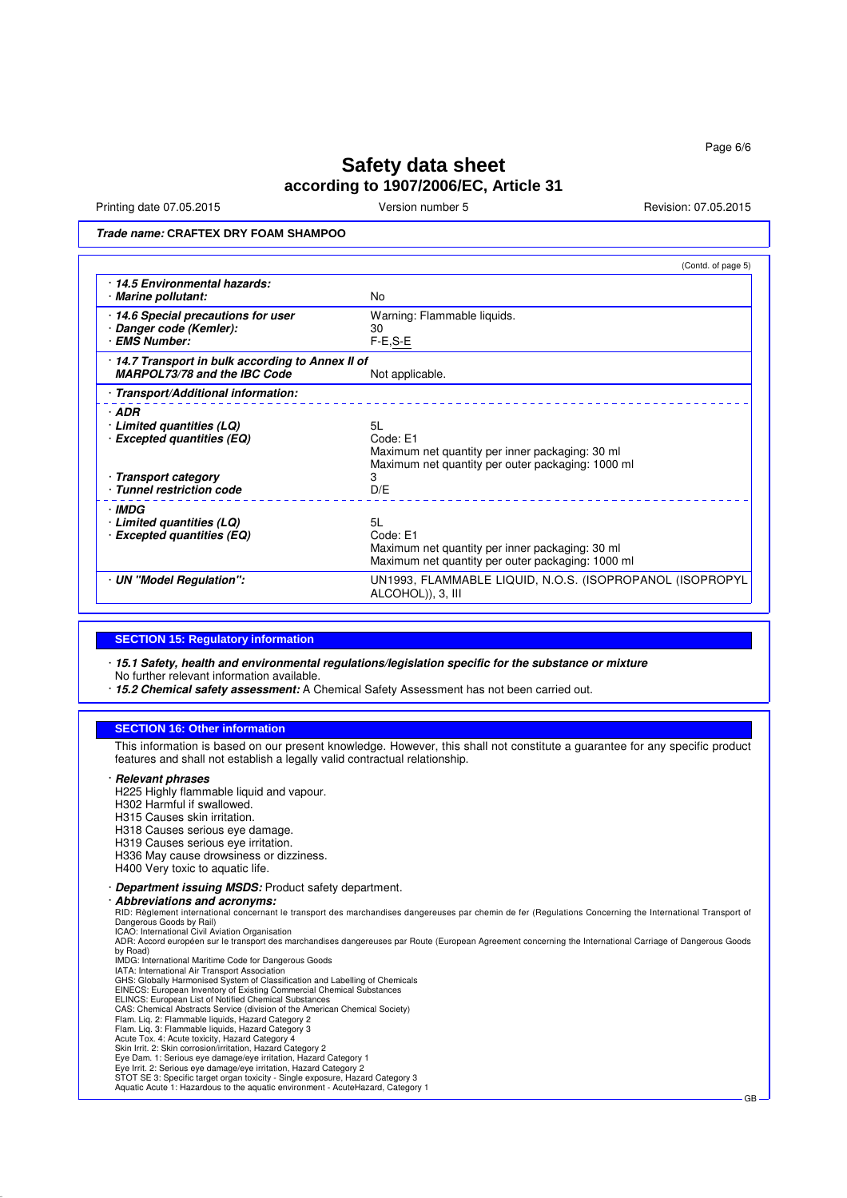# Safety data sheet
## according to 1907/2006/EC, Article 31

Printing date 07.05.2015 | Version number 5 | Revision: 07.05.2015

***Trade name:* CRAFTEX DRY FOAM SHAMPOO**

(Contd. of page 5)

| | |
|---|---|
| · ***14.5 Environmental hazards:*** | |
| · ***Marine pollutant:*** | No |
| · ***14.6 Special precautions for user*** | Warning: Flammable liquids. |
| · ***Danger code (Kemler):*** | 30 |
| · ***EMS Number:*** | F-E,S-E |
| · ***14.7 Transport in bulk according to Annex II of MARPOL73/78 and the IBC Code*** | Not applicable. |
| · ***Transport/Additional information:*** | |
| · ***ADR*** | |
| · ***Limited quantities (LQ)*** | 5L |
| · ***Excepted quantities (EQ)*** | Code: E1<br>Maximum net quantity per inner packaging: 30 ml<br>Maximum net quantity per outer packaging: 1000 ml |
| · ***Transport category*** | 3 |
| · ***Tunnel restriction code*** | D/E |
| · ***IMDG*** | |
| · ***Limited quantities (LQ)*** | 5L |
| · ***Excepted quantities (EQ)*** | Code: E1<br>Maximum net quantity per inner packaging: 30 ml<br>Maximum net quantity per outer packaging: 1000 ml |
| · ***UN "Model Regulation":*** | UN1993, FLAMMABLE LIQUID, N.O.S. (ISOPROPANOL (ISOPROPYL ALCOHOL)), 3, III |

## SECTION 15: Regulatory information

· ***15.1 Safety, health and environmental regulations/legislation specific for the substance or mixture***
No further relevant information available.
· ***15.2 Chemical safety assessment:*** A Chemical Safety Assessment has not been carried out.

## SECTION 16: Other information

This information is based on our present knowledge. However, this shall not constitute a guarantee for any specific product features and shall not establish a legally valid contractual relationship.

· ***Relevant phrases***
H225 Highly flammable liquid and vapour.
H302 Harmful if swallowed.
H315 Causes skin irritation.
H318 Causes serious eye damage.
H319 Causes serious eye irritation.
H336 May cause drowsiness or dizziness.
H400 Very toxic to aquatic life.

· ***Department issuing MSDS:*** Product safety department.
· ***Abbreviations and acronyms:***
RID: Règlement international concernant le transport des marchandises dangereuses par chemin de fer (Regulations Concerning the International Transport of Dangerous Goods by Rail)
ICAO: International Civil Aviation Organisation
ADR: Accord européen sur le transport des marchandises dangereuses par Route (European Agreement concerning the International Carriage of Dangerous Goods by Road)
IMDG: International Maritime Code for Dangerous Goods
IATA: International Air Transport Association
GHS: Globally Harmonised System of Classification and Labelling of Chemicals
EINECS: European Inventory of Existing Commercial Chemical Substances
ELINCS: European List of Notified Chemical Substances
CAS: Chemical Abstracts Service (division of the American Chemical Society)
Flam. Liq. 2: Flammable liquids, Hazard Category 2
Flam. Liq. 3: Flammable liquids, Hazard Category 3
Acute Tox. 4: Acute toxicity, Hazard Category 4
Skin Irrit. 2: Skin corrosion/irritation, Hazard Category 2
Eye Dam. 1: Serious eye damage/eye irritation, Hazard Category 1
Eye Irrit. 2: Serious eye damage/eye irritation, Hazard Category 2
STOT SE 3: Specific target organ toxicity - Single exposure, Hazard Category 3
Aquatic Acute 1: Hazardous to the aquatic environment - AcuteHazard, Category 1